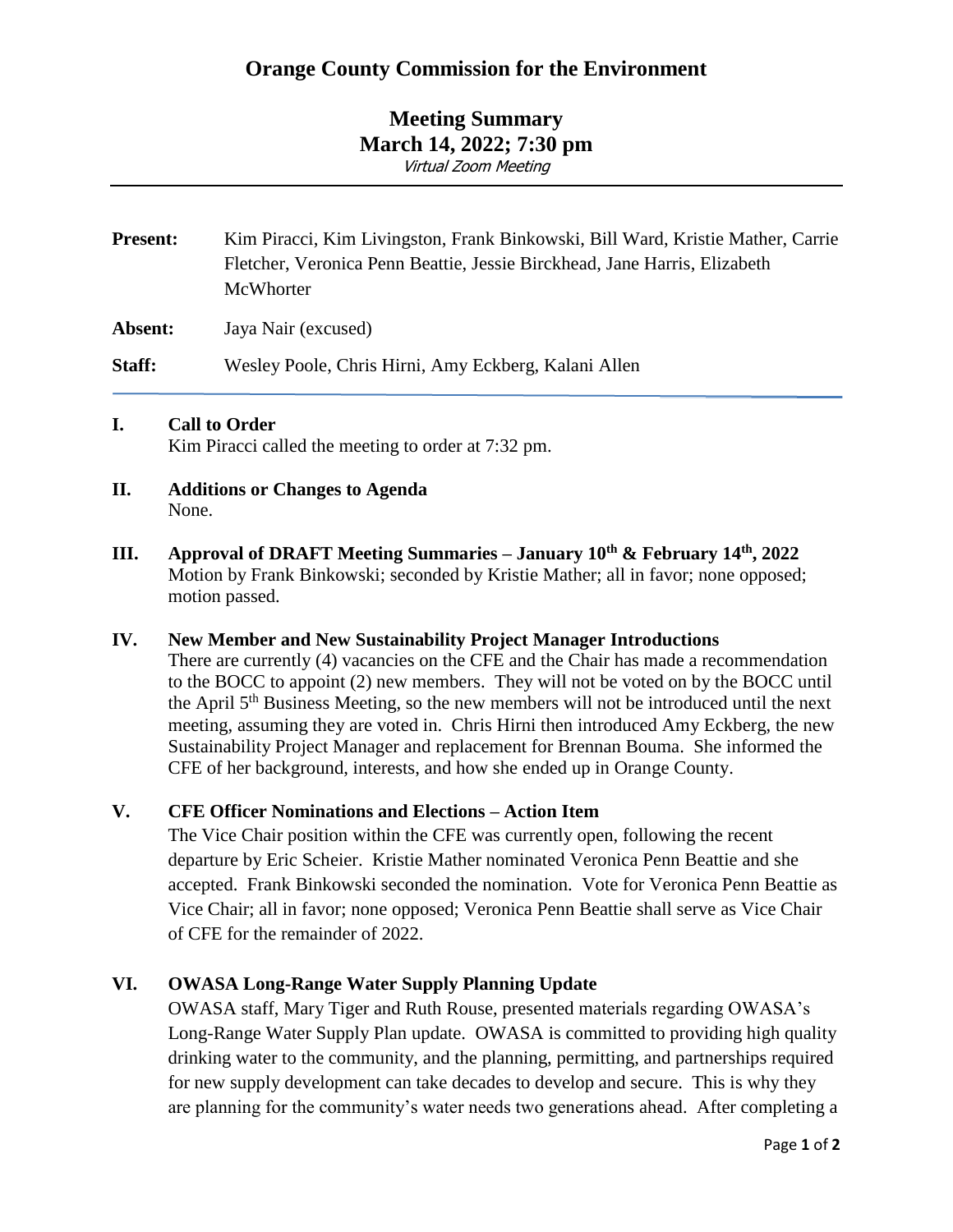# Orange County Commission for the Environment

## Meeting Summary
## March 14, 2022; 7:30 pm

*Virtual Zoom Meeting*

---

**Present:** Kim Piracci, Kim Livingston, Frank Binkowski, Bill Ward, Kristie Mather, Carrie Fletcher, Veronica Penn Beattie, Jessie Birckhead, Jane Harris, Elizabeth McWhorter

**Absent:** Jaya Nair (excused)

**Staff:** Wesley Poole, Chris Hirni, Amy Eckberg, Kalani Allen

---

**I. Call to Order**

Kim Piracci called the meeting to order at 7:32 pm.

**II. Additions or Changes to Agenda**

None.

**III. Approval of DRAFT Meeting Summaries – January 10th & February 14th, 2022**

Motion by Frank Binkowski; seconded by Kristie Mather; all in favor; none opposed; motion passed.

**IV. New Member and New Sustainability Project Manager Introductions**

There are currently (4) vacancies on the CFE and the Chair has made a recommendation to the BOCC to appoint (2) new members. They will not be voted on by the BOCC until the April 5th Business Meeting, so the new members will not be introduced until the next meeting, assuming they are voted in. Chris Hirni then introduced Amy Eckberg, the new Sustainability Project Manager and replacement for Brennan Bouma. She informed the CFE of her background, interests, and how she ended up in Orange County.

**V. CFE Officer Nominations and Elections – Action Item**

The Vice Chair position within the CFE was currently open, following the recent departure by Eric Scheier. Kristie Mather nominated Veronica Penn Beattie and she accepted. Frank Binkowski seconded the nomination. Vote for Veronica Penn Beattie as Vice Chair; all in favor; none opposed; Veronica Penn Beattie shall serve as Vice Chair of CFE for the remainder of 2022.

**VI. OWASA Long-Range Water Supply Planning Update**

OWASA staff, Mary Tiger and Ruth Rouse, presented materials regarding OWASA's Long-Range Water Supply Plan update. OWASA is committed to providing high quality drinking water to the community, and the planning, permitting, and partnerships required for new supply development can take decades to develop and secure. This is why they are planning for the community's water needs two generations ahead. After completing a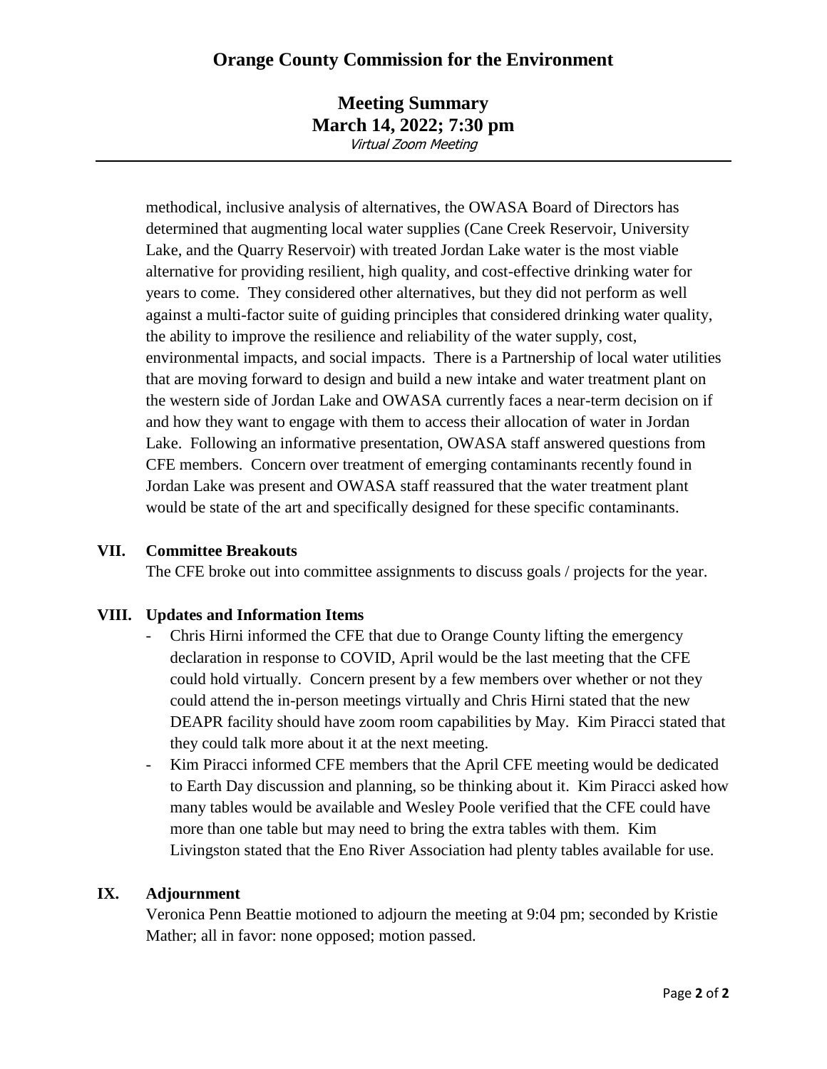methodical, inclusive analysis of alternatives, the OWASA Board of Directors has determined that augmenting local water supplies (Cane Creek Reservoir, University Lake, and the Quarry Reservoir) with treated Jordan Lake water is the most viable alternative for providing resilient, high quality, and cost-effective drinking water for years to come. They considered other alternatives, but they did not perform as well against a multi-factor suite of guiding principles that considered drinking water quality, the ability to improve the resilience and reliability of the water supply, cost, environmental impacts, and social impacts. There is a Partnership of local water utilities that are moving forward to design and build a new intake and water treatment plant on the western side of Jordan Lake and OWASA currently faces a near-term decision on if and how they want to engage with them to access their allocation of water in Jordan Lake. Following an informative presentation, OWASA staff answered questions from CFE members. Concern over treatment of emerging contaminants recently found in Jordan Lake was present and OWASA staff reassured that the water treatment plant would be state of the art and specifically designed for these specific contaminants.

## VII. Committee Breakouts

The CFE broke out into committee assignments to discuss goals / projects for the year.

## VIII. Updates and Information Items

- Chris Hirni informed the CFE that due to Orange County lifting the emergency declaration in response to COVID, April would be the last meeting that the CFE could hold virtually. Concern present by a few members over whether or not they could attend the in-person meetings virtually and Chris Hirni stated that the new DEAPR facility should have zoom room capabilities by May. Kim Piracci stated that they could talk more about it at the next meeting.
- Kim Piracci informed CFE members that the April CFE meeting would be dedicated to Earth Day discussion and planning, so be thinking about it. Kim Piracci asked how many tables would be available and Wesley Poole verified that the CFE could have more than one table but may need to bring the extra tables with them. Kim Livingston stated that the Eno River Association had plenty tables available for use.

## IX. Adjournment

Veronica Penn Beattie motioned to adjourn the meeting at 9:04 pm; seconded by Kristie Mather; all in favor: none opposed; motion passed.